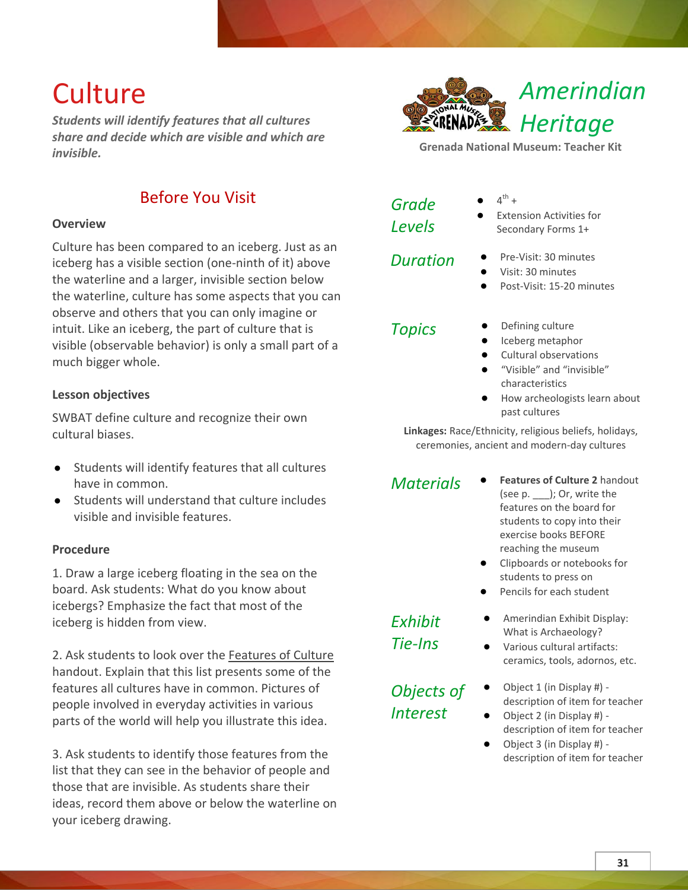# Culture

***Students will identify features that all cultures share and decide which are visible and which are invisible.***

## *Amerindian Heritage*

**Grenada National Museum: Teacher Kit**

## Before You Visit

### Overview

Culture has been compared to an iceberg. Just as an iceberg has a visible section (one-ninth of it) above the waterline and a larger, invisible section below the waterline, culture has some aspects that you can observe and others that you can only imagine or intuit. Like an iceberg, the part of culture that is visible (observable behavior) is only a small part of a much bigger whole.

### Lesson objectives

SWBAT define culture and recognize their own cultural biases.

- Students will identify features that all cultures have in common.
- Students will understand that culture includes visible and invisible features.

### Procedure

1. Draw a large iceberg floating in the sea on the board. Ask students: What do you know about icebergs? Emphasize the fact that most of the iceberg is hidden from view.

2. Ask students to look over the Features of Culture handout. Explain that this list presents some of the features all cultures have in common. Pictures of people involved in everyday activities in various parts of the world will help you illustrate this idea.

3. Ask students to identify those features from the list that they can see in the behavior of people and those that are invisible. As students share their ideas, record them above or below the waterline on your iceberg drawing.

### *Grade Levels*

- 4th +
- Extension Activities for Secondary Forms 1+

### *Duration*

- Pre-Visit: 30 minutes
- Visit: 30 minutes
- Post-Visit: 15-20 minutes

### *Topics*

- Defining culture
- Iceberg metaphor
- Cultural observations
- "Visible" and "invisible" characteristics
- How archeologists learn about past cultures

**Linkages:** Race/Ethnicity, religious beliefs, holidays, ceremonies, ancient and modern-day cultures

### *Materials*

- **Features of Culture 2** handout (see p. ___); Or, write the features on the board for students to copy into their exercise books BEFORE reaching the museum
- Clipboards or notebooks for students to press on
- Pencils for each student

### *Exhibit Tie-Ins*

- Amerindian Exhibit Display: What is Archaeology?
- Various cultural artifacts: ceramics, tools, adornos, etc.

### *Objects of Interest*

- Object 1 (in Display #) - description of item for teacher
- Object 2 (in Display #) - description of item for teacher
- Object 3 (in Display #) - description of item for teacher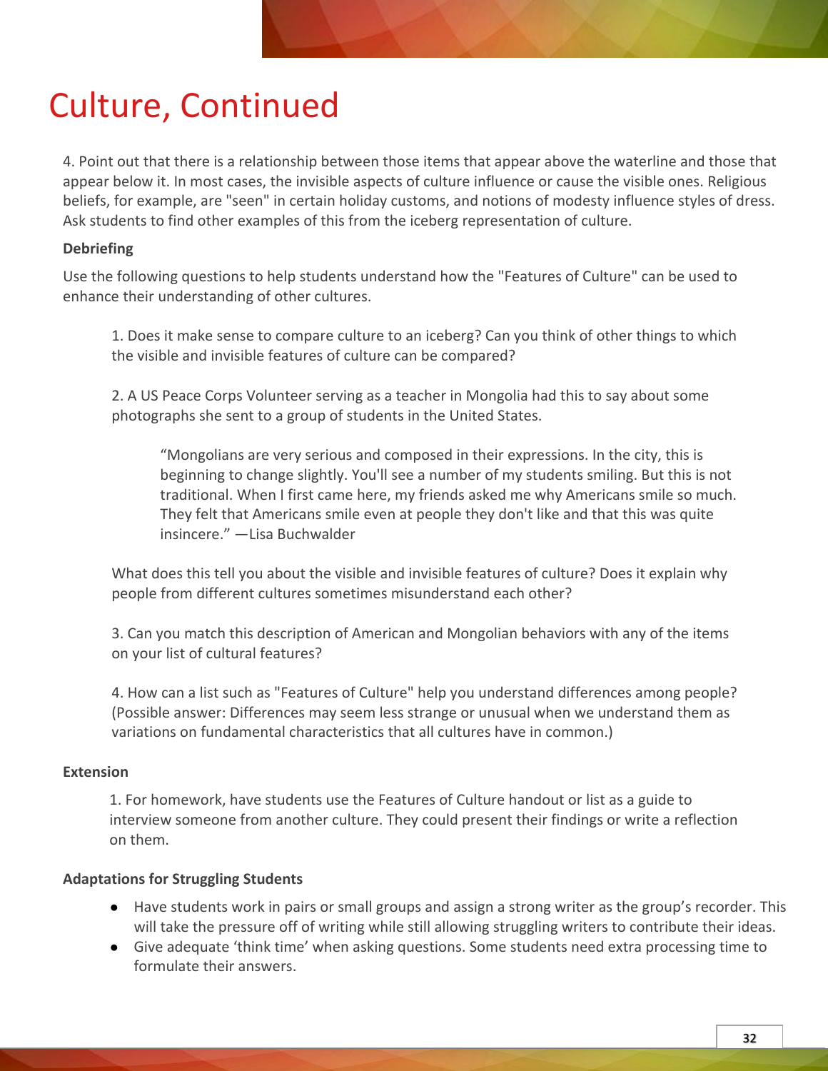# Culture, Continued

4. Point out that there is a relationship between those items that appear above the waterline and those that appear below it. In most cases, the invisible aspects of culture influence or cause the visible ones. Religious beliefs, for example, are "seen" in certain holiday customs, and notions of modesty influence styles of dress. Ask students to find other examples of this from the iceberg representation of culture.

**Debriefing**

Use the following questions to help students understand how the "Features of Culture" can be used to enhance their understanding of other cultures.

1. Does it make sense to compare culture to an iceberg? Can you think of other things to which the visible and invisible features of culture can be compared?

2. A US Peace Corps Volunteer serving as a teacher in Mongolia had this to say about some photographs she sent to a group of students in the United States.

> “Mongolians are very serious and composed in their expressions. In the city, this is beginning to change slightly. You'll see a number of my students smiling. But this is not traditional. When I first came here, my friends asked me why Americans smile so much. They felt that Americans smile even at people they don't like and that this was quite insincere.” —Lisa Buchwalder

What does this tell you about the visible and invisible features of culture? Does it explain why people from different cultures sometimes misunderstand each other?

3. Can you match this description of American and Mongolian behaviors with any of the items on your list of cultural features?

4. How can a list such as "Features of Culture" help you understand differences among people? (Possible answer: Differences may seem less strange or unusual when we understand them as variations on fundamental characteristics that all cultures have in common.)

**Extension**

1. For homework, have students use the Features of Culture handout or list as a guide to interview someone from another culture. They could present their findings or write a reflection on them.

**Adaptations for Struggling Students**

- Have students work in pairs or small groups and assign a strong writer as the group’s recorder. This will take the pressure off of writing while still allowing struggling writers to contribute their ideas.
- Give adequate ‘think time’ when asking questions. Some students need extra processing time to formulate their answers.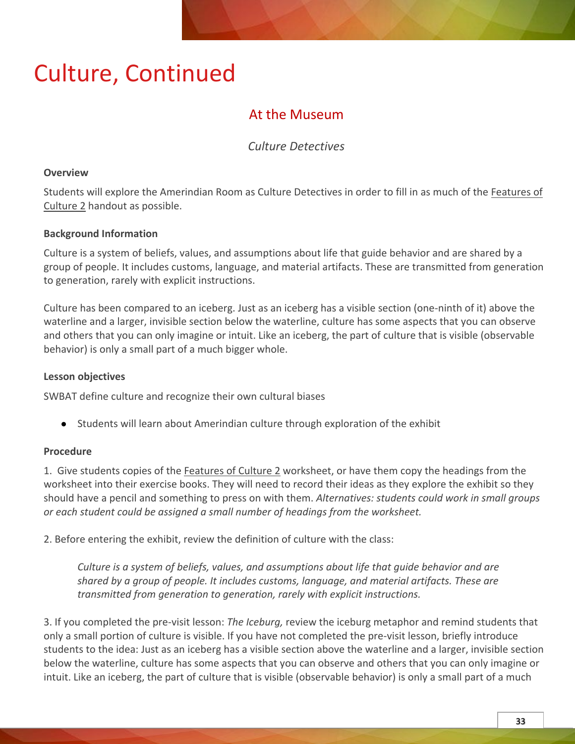# Culture, Continued

## At the Museum

### *Culture Detectives*

**Overview**

Students will explore the Amerindian Room as Culture Detectives in order to fill in as much of the Features of Culture 2 handout as possible.

**Background Information**

Culture is a system of beliefs, values, and assumptions about life that guide behavior and are shared by a group of people. It includes customs, language, and material artifacts. These are transmitted from generation to generation, rarely with explicit instructions.

Culture has been compared to an iceberg. Just as an iceberg has a visible section (one-ninth of it) above the waterline and a larger, invisible section below the waterline, culture has some aspects that you can observe and others that you can only imagine or intuit. Like an iceberg, the part of culture that is visible (observable behavior) is only a small part of a much bigger whole.

**Lesson objectives**

SWBAT define culture and recognize their own cultural biases

- Students will learn about Amerindian culture through exploration of the exhibit

**Procedure**

1. Give students copies of the Features of Culture 2 worksheet, or have them copy the headings from the worksheet into their exercise books. They will need to record their ideas as they explore the exhibit so they should have a pencil and something to press on with them. *Alternatives: students could work in small groups or each student could be assigned a small number of headings from the worksheet.*

2. Before entering the exhibit, review the definition of culture with the class:

> *Culture is a system of beliefs, values, and assumptions about life that guide behavior and are shared by a group of people. It includes customs, language, and material artifacts. These are transmitted from generation to generation, rarely with explicit instructions.*

3. If you completed the pre-visit lesson: *The Iceburg,* review the iceburg metaphor and remind students that only a small portion of culture is visible. If you have not completed the pre-visit lesson, briefly introduce students to the idea: Just as an iceberg has a visible section above the waterline and a larger, invisible section below the waterline, culture has some aspects that you can observe and others that you can only imagine or intuit. Like an iceberg, the part of culture that is visible (observable behavior) is only a small part of a much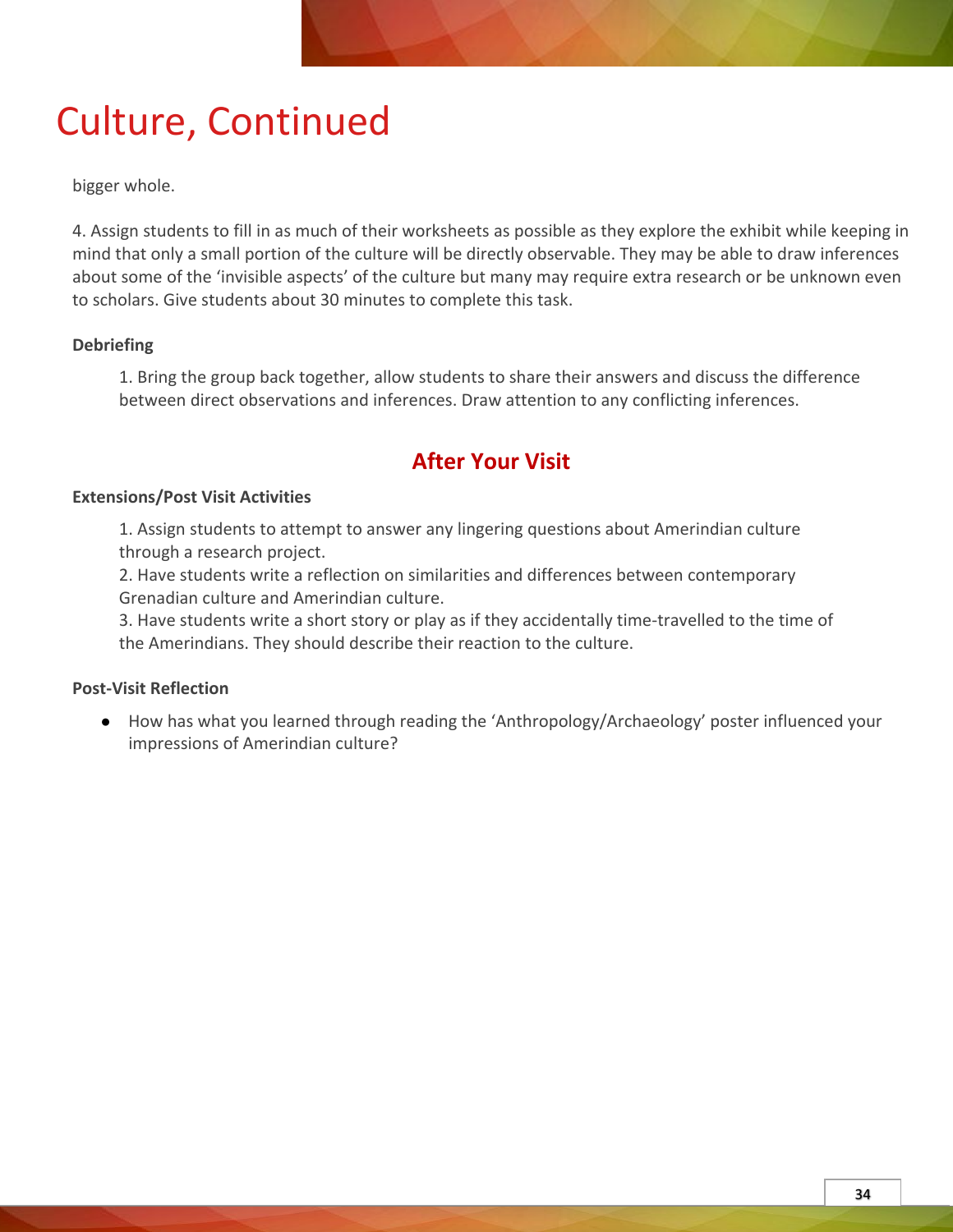# Culture, Continued

bigger whole.

4. Assign students to fill in as much of their worksheets as possible as they explore the exhibit while keeping in mind that only a small portion of the culture will be directly observable. They may be able to draw inferences about some of the 'invisible aspects' of the culture but many may require extra research or be unknown even to scholars. Give students about 30 minutes to complete this task.

**Debriefing**

1. Bring the group back together, allow students to share their answers and discuss the difference between direct observations and inferences. Draw attention to any conflicting inferences.

## After Your Visit

**Extensions/Post Visit Activities**

1. Assign students to attempt to answer any lingering questions about Amerindian culture through a research project.
2. Have students write a reflection on similarities and differences between contemporary Grenadian culture and Amerindian culture.
3. Have students write a short story or play as if they accidentally time-travelled to the time of the Amerindians. They should describe their reaction to the culture.

**Post-Visit Reflection**

- How has what you learned through reading the 'Anthropology/Archaeology' poster influenced your impressions of Amerindian culture?